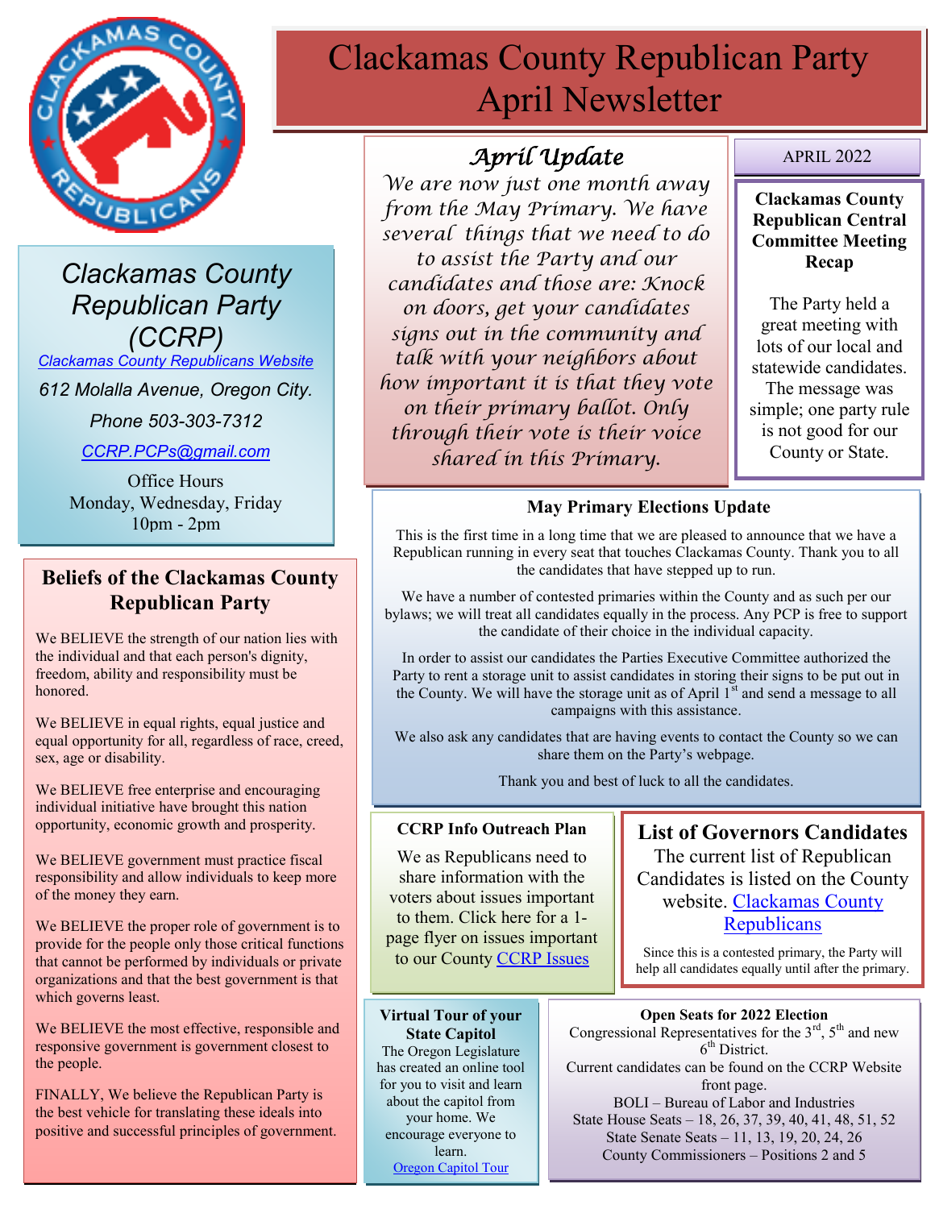# Clackamas County Republican Party April Newsletter

## Clackamas County Republican Party (CCRP)

[Clackamas County Republicans Website](#)

612 Molalla Avenue, Oregon City.

Phone 503-303-7312

[CCRP.PCPs@gmail.com](mailto:CCRP.PCPs@gmail.com)

Office Hours
Monday, Wednesday, Friday
10pm - 2pm

## April Update

*We are now just one month away from the May Primary. We have several things that we need to do to assist the Party and our candidates and those are: Knock on doors, get your candidates signs out in the community and talk with your neighbors about how important it is that they vote on their primary ballot. Only through their vote is their voice shared in this Primary.*

APRIL 2022

### Clackamas County Republican Central Committee Meeting Recap

The Party held a great meeting with lots of our local and statewide candidates. The message was simple; one party rule is not good for our County or State.

## Beliefs of the Clackamas County Republican Party

We BELIEVE the strength of our nation lies with the individual and that each person's dignity, freedom, ability and responsibility must be honored.

We BELIEVE in equal rights, equal justice and equal opportunity for all, regardless of race, creed, sex, age or disability.

We BELIEVE free enterprise and encouraging individual initiative have brought this nation opportunity, economic growth and prosperity.

We BELIEVE government must practice fiscal responsibility and allow individuals to keep more of the money they earn.

We BELIEVE the proper role of government is to provide for the people only those critical functions that cannot be performed by individuals or private organizations and that the best government is that which governs least.

We BELIEVE the most effective, responsible and responsive government is government closest to the people.

FINALLY, We believe the Republican Party is the best vehicle for translating these ideals into positive and successful principles of government.

### May Primary Elections Update

This is the first time in a long time that we are pleased to announce that we have a Republican running in every seat that touches Clackamas County. Thank you to all the candidates that have stepped up to run.

We have a number of contested primaries within the County and as such per our bylaws; we will treat all candidates equally in the process. Any PCP is free to support the candidate of their choice in the individual capacity.

In order to assist our candidates the Parties Executive Committee authorized the Party to rent a storage unit to assist candidates in storing their signs to be put out in the County. We will have the storage unit as of April 1st and send a message to all campaigns with this assistance.

We also ask any candidates that are having events to contact the County so we can share them on the Party's webpage.

Thank you and best of luck to all the candidates.

### CCRP Info Outreach Plan

We as Republicans need to share information with the voters about issues important to them. Click here for a 1-page flyer on issues important to our County [CCRP Issues](#)

### List of Governors Candidates

The current list of Republican Candidates is listed on the County website. [Clackamas County Republicans](#)

Since this is a contested primary, the Party will help all candidates equally until after the primary.

### Virtual Tour of your State Capitol

The Oregon Legislature has created an online tool for you to visit and learn about the capitol from your home. We encourage everyone to learn.

[Oregon Capitol Tour](#)

### Open Seats for 2022 Election

Congressional Representatives for the 3rd, 5th and new 6th District.

Current candidates can be found on the CCRP Website front page.

BOLI – Bureau of Labor and Industries

State House Seats – 18, 26, 37, 39, 40, 41, 48, 51, 52

State Senate Seats – 11, 13, 19, 20, 24, 26

County Commissioners – Positions 2 and 5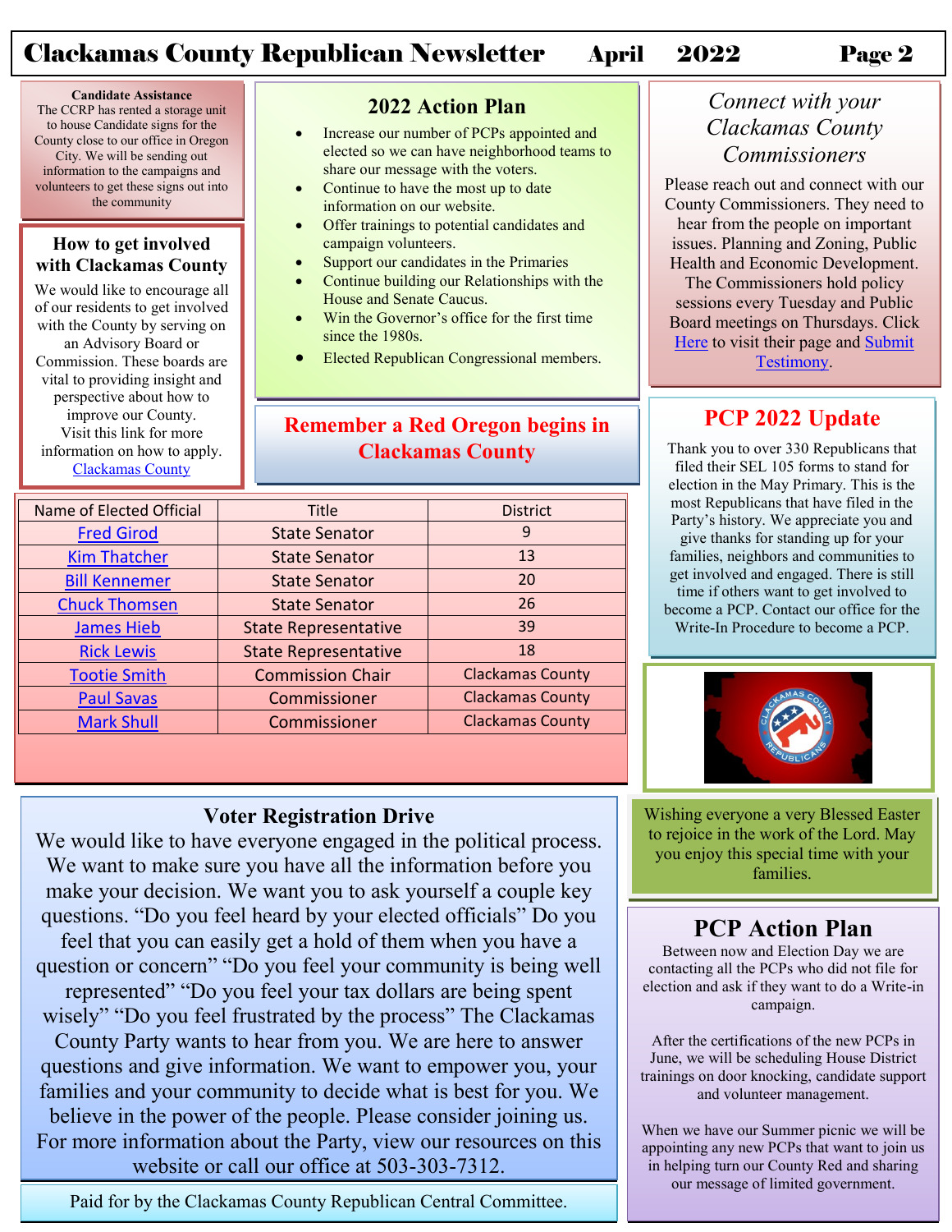**Candidate Assistance**

The CCRP has rented a storage unit to house Candidate signs for the County close to our office in Oregon City. We will be sending out information to the campaigns and volunteers to get these signs out into the community

## How to get involved with Clackamas County

We would like to encourage all of our residents to get involved with the County by serving on an Advisory Board or Commission. These boards are vital to providing insight and perspective about how to improve our County. Visit this link for more information on how to apply. Clackamas County

## 2022 Action Plan

- Increase our number of PCPs appointed and elected so we can have neighborhood teams to share our message with the voters.
- Continue to have the most up to date information on our website.
- Offer trainings to potential candidates and campaign volunteers.
- Support our candidates in the Primaries
- Continue building our Relationships with the House and Senate Caucus.
- Win the Governor's office for the first time since the 1980s.
- Elected Republican Congressional members.

## Remember a Red Oregon begins in Clackamas County

| Name of Elected Official | Title | District |
| --- | --- | --- |
| Fred Girod | State Senator | 9 |
| Kim Thatcher | State Senator | 13 |
| Bill Kennemer | State Senator | 20 |
| Chuck Thomsen | State Senator | 26 |
| James Hieb | State Representative | 39 |
| Rick Lewis | State Representative | 18 |
| Tootie Smith | Commission Chair | Clackamas County |
| Paul Savas | Commissioner | Clackamas County |
| Mark Shull | Commissioner | Clackamas County |

## *Connect with your Clackamas County Commissioners*

Please reach out and connect with our County Commissioners. They need to hear from the people on important issues. Planning and Zoning, Public Health and Economic Development. The Commissioners hold policy sessions every Tuesday and Public Board meetings on Thursdays. Click Here to visit their page and Submit Testimony.

## PCP 2022 Update

Thank you to over 330 Republicans that filed their SEL 105 forms to stand for election in the May Primary. This is the most Republicans that have filed in the Party's history. We appreciate you and give thanks for standing up for your families, neighbors and communities to get involved and engaged. There is still time if others want to get involved to become a PCP. Contact our office for the Write-In Procedure to become a PCP.

Wishing everyone a very Blessed Easter to rejoice in the work of the Lord. May you enjoy this special time with your families.

## PCP Action Plan

Between now and Election Day we are contacting all the PCPs who did not file for election and ask if they want to do a Write-in campaign.

After the certifications of the new PCPs in June, we will be scheduling House District trainings on door knocking, candidate support and volunteer management.

When we have our Summer picnic we will be appointing any new PCPs that want to join us in helping turn our County Red and sharing our message of limited government.

## Voter Registration Drive

We would like to have everyone engaged in the political process. We want to make sure you have all the information before you make your decision. We want you to ask yourself a couple key questions. "Do you feel heard by your elected officials" Do you feel that you can easily get a hold of them when you have a question or concern" "Do you feel your community is being well represented" "Do you feel your tax dollars are being spent wisely" "Do you feel frustrated by the process" The Clackamas County Party wants to hear from you. We are here to answer questions and give information. We want to empower you, your families and your community to decide what is best for you. We believe in the power of the people. Please consider joining us. For more information about the Party, view our resources on this website or call our office at 503-303-7312.

Paid for by the Clackamas County Republican Central Committee.